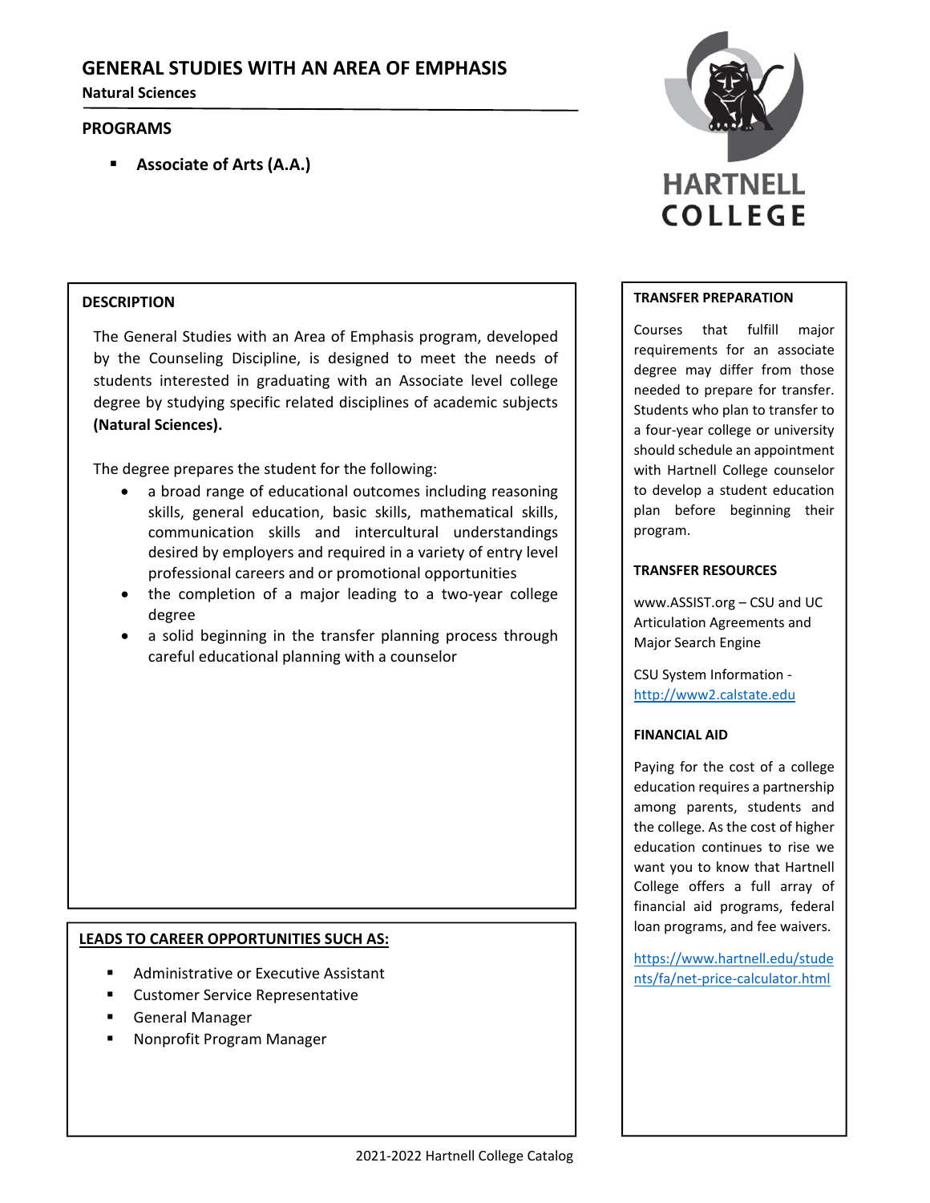# GENERAL STUDIES WITH AN AREA OF EMPHASIS

**Natural Sciences**

## PROGRAMS

- **Associate of Arts (A.A.)**

HARTNELL COLLEGE

## DESCRIPTION

The General Studies with an Area of Emphasis program, developed by the Counseling Discipline, is designed to meet the needs of students interested in graduating with an Associate level college degree by studying specific related disciplines of academic subjects **(Natural Sciences).**

The degree prepares the student for the following:

- a broad range of educational outcomes including reasoning skills, general education, basic skills, mathematical skills, communication skills and intercultural understandings desired by employers and required in a variety of entry level professional careers and or promotional opportunities
- the completion of a major leading to a two-year college degree
- a solid beginning in the transfer planning process through careful educational planning with a counselor

## LEADS TO CAREER OPPORTUNITIES SUCH AS:

- Administrative or Executive Assistant
- Customer Service Representative
- General Manager
- Nonprofit Program Manager

## TRANSFER PREPARATION

Courses that fulfill major requirements for an associate degree may differ from those needed to prepare for transfer. Students who plan to transfer to a four-year college or university should schedule an appointment with Hartnell College counselor to develop a student education plan before beginning their program.

## TRANSFER RESOURCES

www.ASSIST.org – CSU and UC Articulation Agreements and Major Search Engine

CSU System Information - http://www2.calstate.edu

## FINANCIAL AID

Paying for the cost of a college education requires a partnership among parents, students and the college. As the cost of higher education continues to rise we want you to know that Hartnell College offers a full array of financial aid programs, federal loan programs, and fee waivers.

https://www.hartnell.edu/students/fa/net-price-calculator.html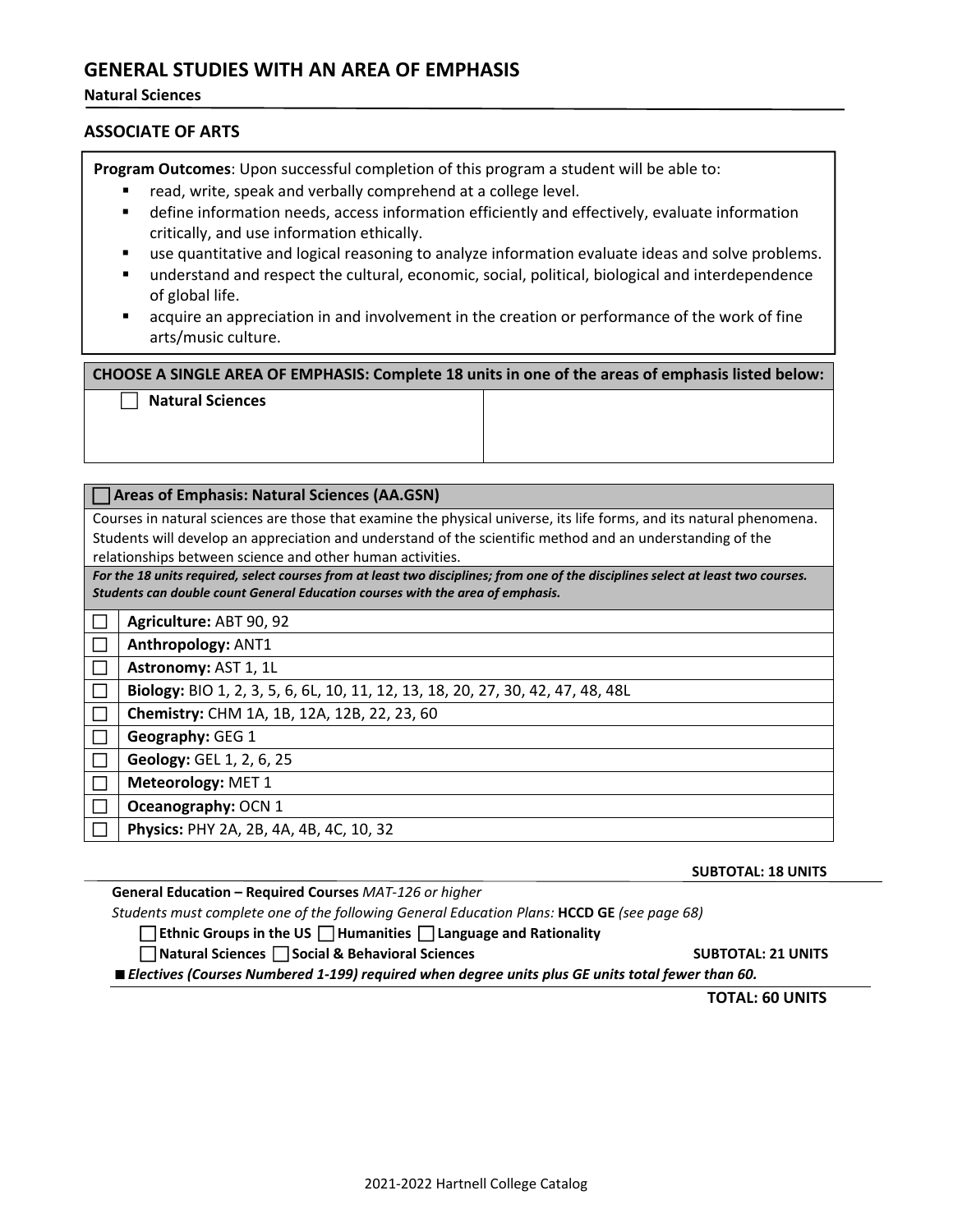# GENERAL STUDIES WITH AN AREA OF EMPHASIS

**Natural Sciences**

## ASSOCIATE OF ARTS

**Program Outcomes**: Upon successful completion of this program a student will be able to:

- read, write, speak and verbally comprehend at a college level.
- define information needs, access information efficiently and effectively, evaluate information critically, and use information ethically.
- use quantitative and logical reasoning to analyze information evaluate ideas and solve problems.
- understand and respect the cultural, economic, social, political, biological and interdependence of global life.
- acquire an appreciation in and involvement in the creation or performance of the work of fine arts/music culture.

| **CHOOSE A SINGLE AREA OF EMPHASIS: Complete 18 units in one of the areas of emphasis listed below:** | |
|---|---|
| ☐ **Natural Sciences** | |

| ☐ **Areas of Emphasis: Natural Sciences (AA.GSN)** | |
|---|---|
| Courses in natural sciences are those that examine the physical universe, its life forms, and its natural phenomena. Students will develop an appreciation and understand of the scientific method and an understanding of the relationships between science and other human activities. | |
| ***For the 18 units required, select courses from at least two disciplines; from one of the disciplines select at least two courses. Students can double count General Education courses with the area of emphasis.*** | |
| ☐ | **Agriculture:** ABT 90, 92 |
| ☐ | **Anthropology:** ANT1 |
| ☐ | **Astronomy:** AST 1, 1L |
| ☐ | **Biology:** BIO 1, 2, 3, 5, 6, 6L, 10, 11, 12, 13, 18, 20, 27, 30, 42, 47, 48, 48L |
| ☐ | **Chemistry:** CHM 1A, 1B, 12A, 12B, 22, 23, 60 |
| ☐ | **Geography:** GEG 1 |
| ☐ | **Geology:** GEL 1, 2, 6, 25 |
| ☐ | **Meteorology:** MET 1 |
| ☐ | **Oceanography:** OCN 1 |
| ☐ | **Physics:** PHY 2A, 2B, 4A, 4B, 4C, 10, 32 |

**SUBTOTAL: 18 UNITS**

**General Education – Required Courses** *MAT-126 or higher*

*Students must complete one of the following General Education Plans:* **HCCD GE** *(see page 68)*

☐ **Ethnic Groups in the US** ☐ **Humanities** ☐ **Language and Rationality**

☐ **Natural Sciences** ☐ **Social & Behavioral Sciences** **SUBTOTAL: 21 UNITS**

■ ***Electives (Courses Numbered 1-199) required when degree units plus GE units total fewer than 60.***

**TOTAL: 60 UNITS**